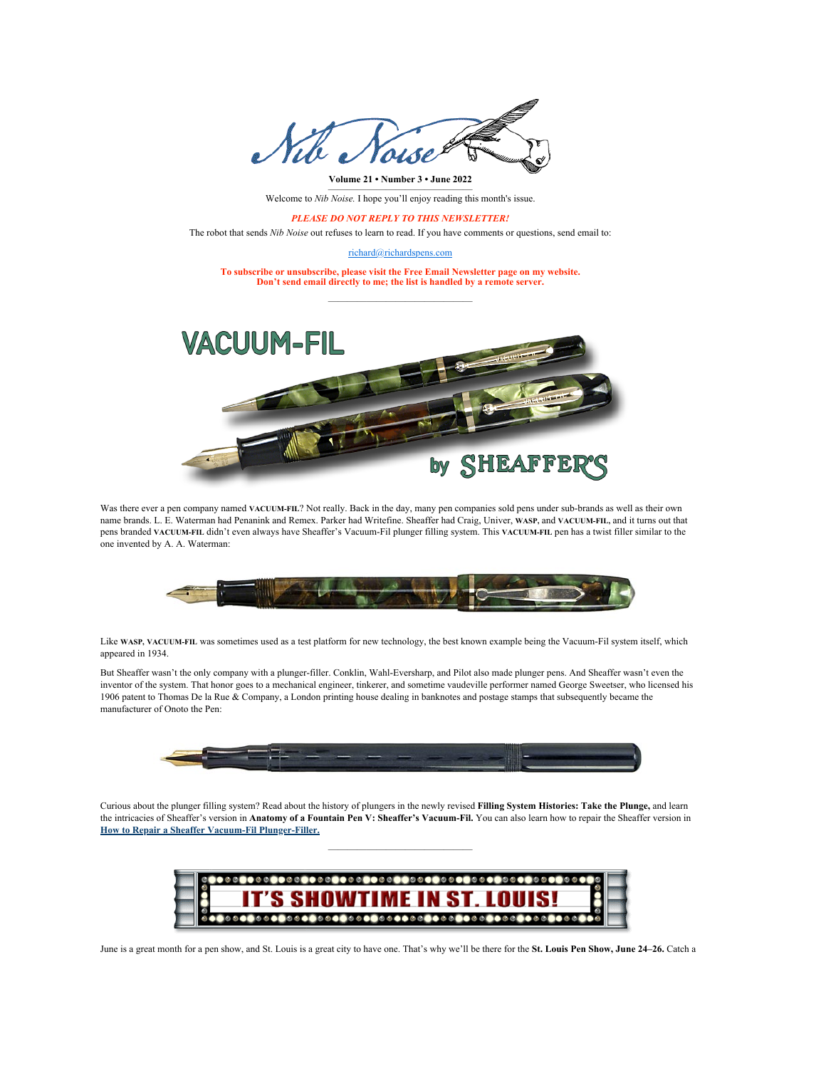# Nib Noise

**Volume 21 • Number 3 • June 2022**

Welcome to *Nib Noise.* I hope you'll enjoy reading this month's issue.

***PLEASE DO NOT REPLY TO THIS NEWSLETTER!***

The robot that sends *Nib Noise* out refuses to learn to read. If you have comments or questions, send email to:

richard@richardspens.com

**To subscribe or unsubscribe, please visit the Free Email Newsletter page on my website. Don't send email directly to me; the list is handled by a remote server.**

---

## VACUUM-FIL by SHEAFFER'S

Was there ever a pen company named **VACUUM-FIL**? Not really. Back in the day, many pen companies sold pens under sub-brands as well as their own name brands. L. E. Waterman had Penanink and Remex. Parker had Writefine. Sheaffer had Craig, Univer, **WASP**, and **VACUUM-FIL**, and it turns out that pens branded **VACUUM-FIL** didn't even always have Sheaffer's Vacuum-Fil plunger filling system. This **VACUUM-FIL** pen has a twist filler similar to the one invented by A. A. Waterman:

Like **WASP**, **VACUUM-FIL** was sometimes used as a test platform for new technology, the best known example being the Vacuum-Fil system itself, which appeared in 1934.

But Sheaffer wasn't the only company with a plunger-filler. Conklin, Wahl-Eversharp, and Pilot also made plunger pens. And Sheaffer wasn't even the inventor of the system. That honor goes to a mechanical engineer, tinkerer, and sometime vaudeville performer named George Sweetser, who licensed his 1906 patent to Thomas De la Rue & Company, a London printing house dealing in banknotes and postage stamps that subsequently became the manufacturer of Onoto the Pen:

Curious about the plunger filling system? Read about the history of plungers in the newly revised **Filling System Histories: Take the Plunge,** and learn the intricacies of Sheaffer's version in **Anatomy of a Fountain Pen V: Sheaffer's Vacuum-Fil.** You can also learn how to repair the Sheaffer version in **How to Repair a Sheaffer Vacuum-Fil Plunger-Filler.**

---

## IT'S SHOWTIME IN ST. LOUIS!

June is a great month for a pen show, and St. Louis is a great city to have one. That's why we'll be there for the **St. Louis Pen Show, June 24–26.** Catch a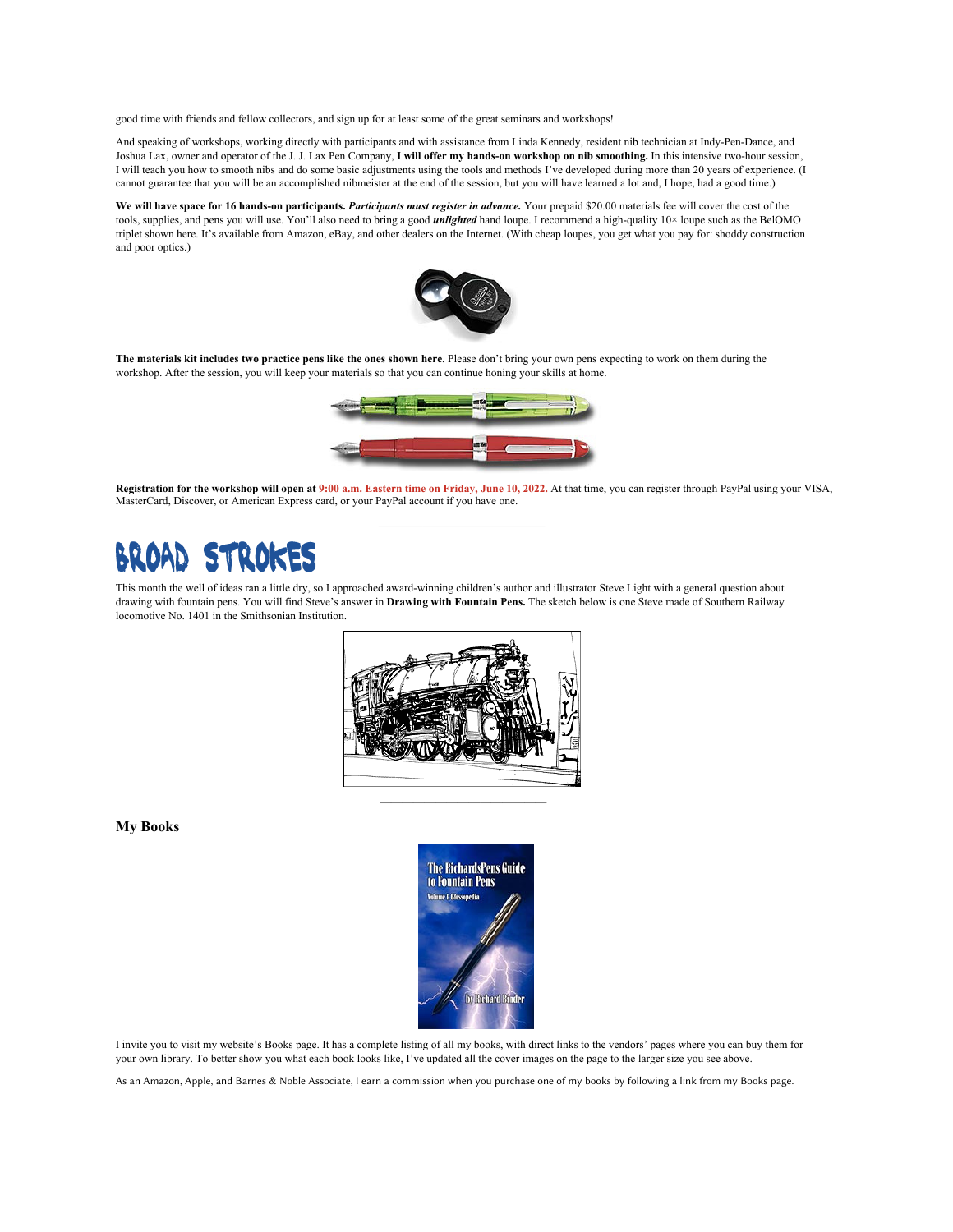good time with friends and fellow collectors, and sign up for at least some of the great seminars and workshops!

And speaking of workshops, working directly with participants and with assistance from Linda Kennedy, resident nib technician at Indy-Pen-Dance, and Joshua Lax, owner and operator of the J. J. Lax Pen Company, **I will offer my hands-on workshop on nib smoothing.** In this intensive two-hour session, I will teach you how to smooth nibs and do some basic adjustments using the tools and methods I've developed during more than 20 years of experience. (I cannot guarantee that you will be an accomplished nibmeister at the end of the session, but you will have learned a lot and, I hope, had a good time.)

**We will have space for 16 hands-on participants.** ***Participants must register in advance.*** Your prepaid $20.00 materials fee will cover the cost of the tools, supplies, and pens you will use. You'll also need to bring a good ***unlighted*** hand loupe. I recommend a high-quality 10× loupe such as the BelOMO triplet shown here. It's available from Amazon, eBay, and other dealers on the Internet. (With cheap loupes, you get what you pay for: shoddy construction and poor optics.)

**The materials kit includes two practice pens like the ones shown here.** Please don't bring your own pens expecting to work on them during the workshop. After the session, you will keep your materials so that you can continue honing your skills at home.

**Registration for the workshop will open at 9:00 a.m. Eastern time on Friday, June 10, 2022.** At that time, you can register through PayPal using your VISA, MasterCard, Discover, or American Express card, or your PayPal account if you have one.

---

# BROAD STROKES

This month the well of ideas ran a little dry, so I approached award-winning children's author and illustrator Steve Light with a general question about drawing with fountain pens. You will find Steve's answer in **Drawing with Fountain Pens.** The sketch below is one Steve made of Southern Railway locomotive No. 1401 in the Smithsonian Institution.

---

### My Books

I invite you to visit my website's Books page. It has a complete listing of all my books, with direct links to the vendors' pages where you can buy them for your own library. To better show you what each book looks like, I've updated all the cover images on the page to the larger size you see above.

As an Amazon, Apple, and Barnes & Noble Associate, I earn a commission when you purchase one of my books by following a link from my Books page.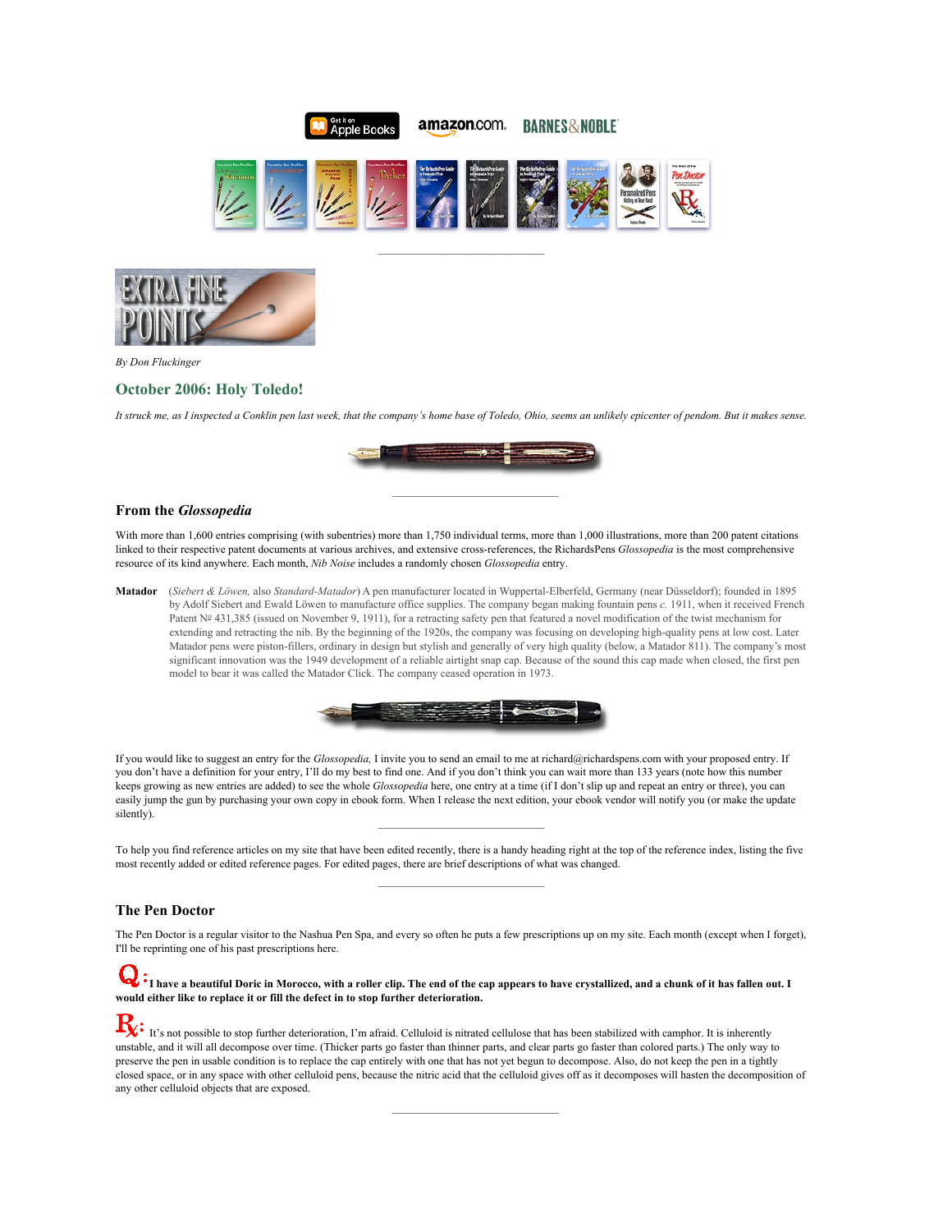By Don Fluckinger

## October 2006: Holy Toledo!

*It struck me, as I inspected a Conklin pen last week, that the company's home base of Toledo, Ohio, seems an unlikely epicenter of pendom. But it makes sense.*

### From the *Glossopedia*

With more than 1,600 entries comprising (with subentries) more than 1,750 individual terms, more than 1,000 illustrations, more than 200 patent citations linked to their respective patent documents at various archives, and extensive cross-references, the RichardsPens *Glossopedia* is the most comprehensive resource of its kind anywhere. Each month, *Nib Noise* includes a randomly chosen *Glossopedia* entry.

**Matador** (*Siebert & Löwen,* also *Standard-Matador*) A pen manufacturer located in Wuppertal-Elberfeld, Germany (near Düsseldorf); founded in 1895 by Adolf Siebert and Ewald Löwen to manufacture office supplies. The company began making fountain pens *c.* 1911, when it received French Patent № 431,385 (issued on November 9, 1911), for a retracting safety pen that featured a novel modification of the twist mechanism for extending and retracting the nib. By the beginning of the 1920s, the company was focusing on developing high-quality pens at low cost. Later Matador pens were piston-fillers, ordinary in design but stylish and generally of very high quality (below, a Matador 811). The company's most significant innovation was the 1949 development of a reliable airtight snap cap. Because of the sound this cap made when closed, the first pen model to bear it was called the Matador Click. The company ceased operation in 1973.

If you would like to suggest an entry for the *Glossopedia,* I invite you to send an email to me at richard@richardspens.com with your proposed entry. If you don't have a definition for your entry, I'll do my best to find one. And if you don't think you can wait more than 133 years (note how this number keeps growing as new entries are added) to see the whole *Glossopedia* here, one entry at a time (if I don't slip up and repeat an entry or three), you can easily jump the gun by purchasing your own copy in ebook form. When I release the next edition, your ebook vendor will notify you (or make the update silently).

To help you find reference articles on my site that have been edited recently, there is a handy heading right at the top of the reference index, listing the five most recently added or edited reference pages. For edited pages, there are brief descriptions of what was changed.

### The Pen Doctor

The Pen Doctor is a regular visitor to the Nashua Pen Spa, and every so often he puts a few prescriptions up on my site. Each month (except when I forget), I'll be reprinting one of his past prescriptions here.

**Q: I have a beautiful Doric in Morocco, with a roller clip. The end of the cap appears to have crystallized, and a chunk of it has fallen out. I would either like to replace it or fill the defect in to stop further deterioration.**

℞: It's not possible to stop further deterioration, I'm afraid. Celluloid is nitrated cellulose that has been stabilized with camphor. It is inherently unstable, and it will all decompose over time. (Thicker parts go faster than thinner parts, and clear parts go faster than colored parts.) The only way to preserve the pen in usable condition is to replace the cap entirely with one that has not yet begun to decompose. Also, do not keep the pen in a tightly closed space, or in any space with other celluloid pens, because the nitric acid that the celluloid gives off as it decomposes will hasten the decomposition of any other celluloid objects that are exposed.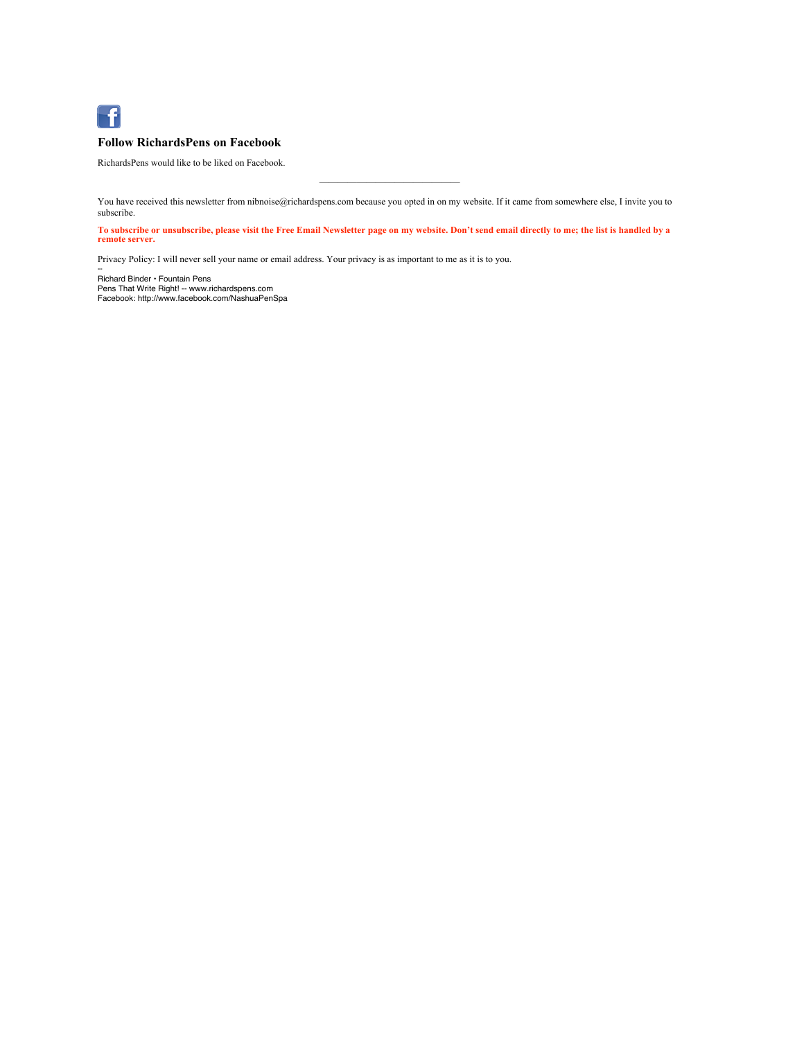### Follow RichardsPens on Facebook

RichardsPens would like to be liked on Facebook.

---

You have received this newsletter from nibnoise@richardspens.com because you opted in on my website. If it came from somewhere else, I invite you to subscribe.

**To subscribe or unsubscribe, please visit the Free Email Newsletter page on my website. Don't send email directly to me; the list is handled by a remote server.**

Privacy Policy: I will never sell your name or email address. Your privacy is as important to me as it is to you.

--
Richard Binder • Fountain Pens
Pens That Write Right! -- www.richardspens.com
Facebook: http://www.facebook.com/NashuaPenSpa